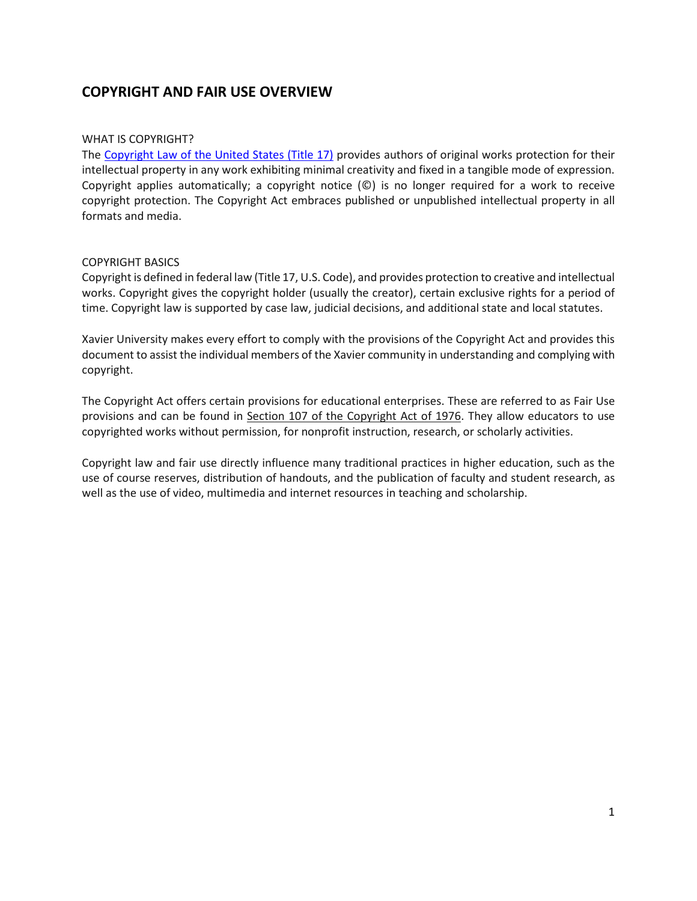## COPYRIGHT AND FAIR USE OVERVIEW

WHAT IS COPYRIGHT?

The Copyright Law of the United States (Title 17) provides authors of original works protection for their intellectual property in any work exhibiting minimal creativity and fixed in a tangible mode of expression. Copyright applies automatically; a copyright notice (©) is no longer required for a work to receive copyright protection. The Copyright Act embraces published or unpublished intellectual property in all formats and media.

COPYRIGHT BASICS

Copyright is defined in federal law (Title 17, U.S. Code), and provides protection to creative and intellectual works. Copyright gives the copyright holder (usually the creator), certain exclusive rights for a period of time. Copyright law is supported by case law, judicial decisions, and additional state and local statutes.

Xavier University makes every effort to comply with the provisions of the Copyright Act and provides this document to assist the individual members of the Xavier community in understanding and complying with copyright.

The Copyright Act offers certain provisions for educational enterprises. These are referred to as Fair Use provisions and can be found in Section 107 of the Copyright Act of 1976. They allow educators to use copyrighted works without permission, for nonprofit instruction, research, or scholarly activities.

Copyright law and fair use directly influence many traditional practices in higher education, such as the use of course reserves, distribution of handouts, and the publication of faculty and student research, as well as the use of video, multimedia and internet resources in teaching and scholarship.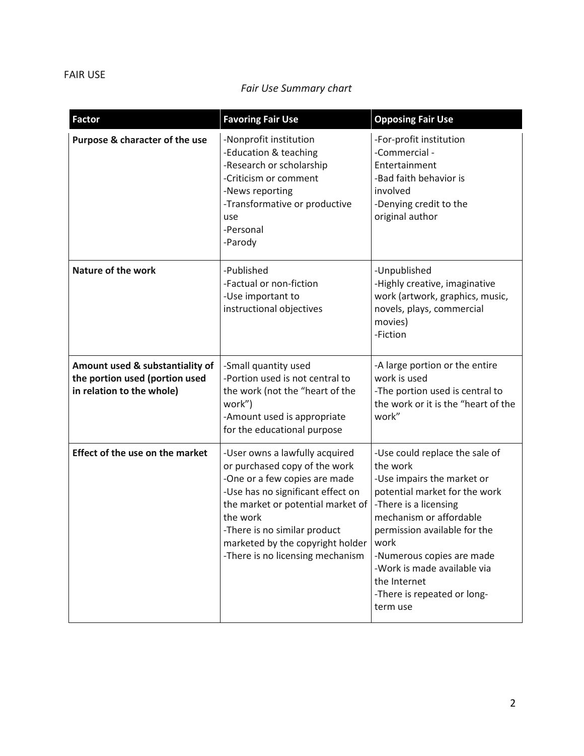FAIR USE

*Fair Use Summary chart*

| Factor | Favoring Fair Use | Opposing Fair Use |
|---|---|---|
| **Purpose & character of the use** | -Nonprofit institution<br>-Education & teaching<br>-Research or scholarship<br>-Criticism or comment<br>-News reporting<br>-Transformative or productive use<br>-Personal<br>-Parody | -For-profit institution<br>-Commercial - Entertainment<br>-Bad faith behavior is involved<br>-Denying credit to the original author |
| **Nature of the work** | -Published<br>-Factual or non-fiction<br>-Use important to instructional objectives | -Unpublished<br>-Highly creative, imaginative work (artwork, graphics, music, novels, plays, commercial movies)<br>-Fiction |
| **Amount used & substantiality of the portion used (portion used in relation to the whole)** | -Small quantity used<br>-Portion used is not central to the work (not the "heart of the work")<br>-Amount used is appropriate for the educational purpose | -A large portion or the entire work is used<br>-The portion used is central to the work or it is the "heart of the work" |
| **Effect of the use on the market** | -User owns a lawfully acquired or purchased copy of the work<br>-One or a few copies are made<br>-Use has no significant effect on the market or potential market of the work<br>-There is no similar product marketed by the copyright holder<br>-There is no licensing mechanism | -Use could replace the sale of the work<br>-Use impairs the market or potential market for the work<br>-There is a licensing mechanism or affordable permission available for the work<br>-Numerous copies are made<br>-Work is made available via the Internet<br>-There is repeated or long-term use |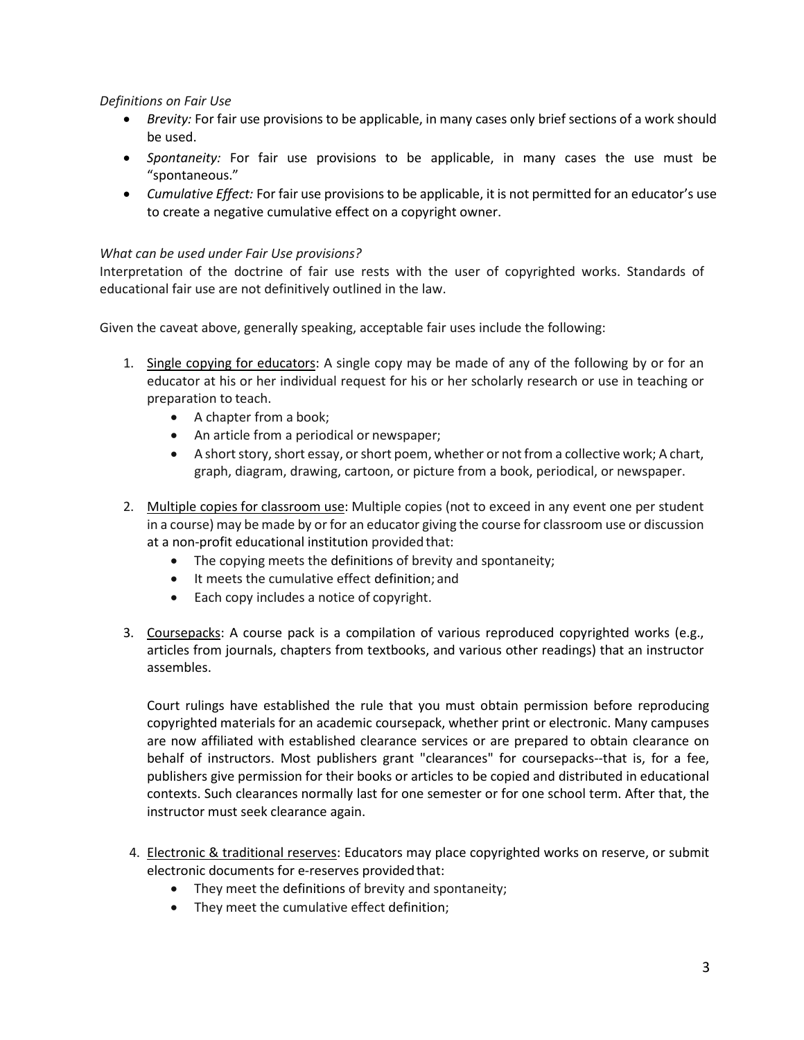*Definitions on Fair Use*

- *Brevity:* For fair use provisions to be applicable, in many cases only brief sections of a work should be used.
- *Spontaneity:* For fair use provisions to be applicable, in many cases the use must be "spontaneous."
- *Cumulative Effect:* For fair use provisions to be applicable, it is not permitted for an educator's use to create a negative cumulative effect on a copyright owner.

*What can be used under Fair Use provisions?*

Interpretation of the doctrine of fair use rests with the user of copyrighted works. Standards of educational fair use are not definitively outlined in the law.

Given the caveat above, generally speaking, acceptable fair uses include the following:

1. Single copying for educators: A single copy may be made of any of the following by or for an educator at his or her individual request for his or her scholarly research or use in teaching or preparation to teach.
   - A chapter from a book;
   - An article from a periodical or newspaper;
   - A short story, short essay, or short poem, whether or not from a collective work; A chart, graph, diagram, drawing, cartoon, or picture from a book, periodical, or newspaper.

2. Multiple copies for classroom use: Multiple copies (not to exceed in any event one per student in a course) may be made by or for an educator giving the course for classroom use or discussion at a non-profit educational institution provided that:
   - The copying meets the definitions of brevity and spontaneity;
   - It meets the cumulative effect definition; and
   - Each copy includes a notice of copyright.

3. Coursepacks: A course pack is a compilation of various reproduced copyrighted works (e.g., articles from journals, chapters from textbooks, and various other readings) that an instructor assembles.

   Court rulings have established the rule that you must obtain permission before reproducing copyrighted materials for an academic coursepack, whether print or electronic. Many campuses are now affiliated with established clearance services or are prepared to obtain clearance on behalf of instructors. Most publishers grant "clearances" for coursepacks--that is, for a fee, publishers give permission for their books or articles to be copied and distributed in educational contexts. Such clearances normally last for one semester or for one school term. After that, the instructor must seek clearance again.

4. Electronic & traditional reserves: Educators may place copyrighted works on reserve, or submit electronic documents for e-reserves provided that:
   - They meet the definitions of brevity and spontaneity;
   - They meet the cumulative effect definition;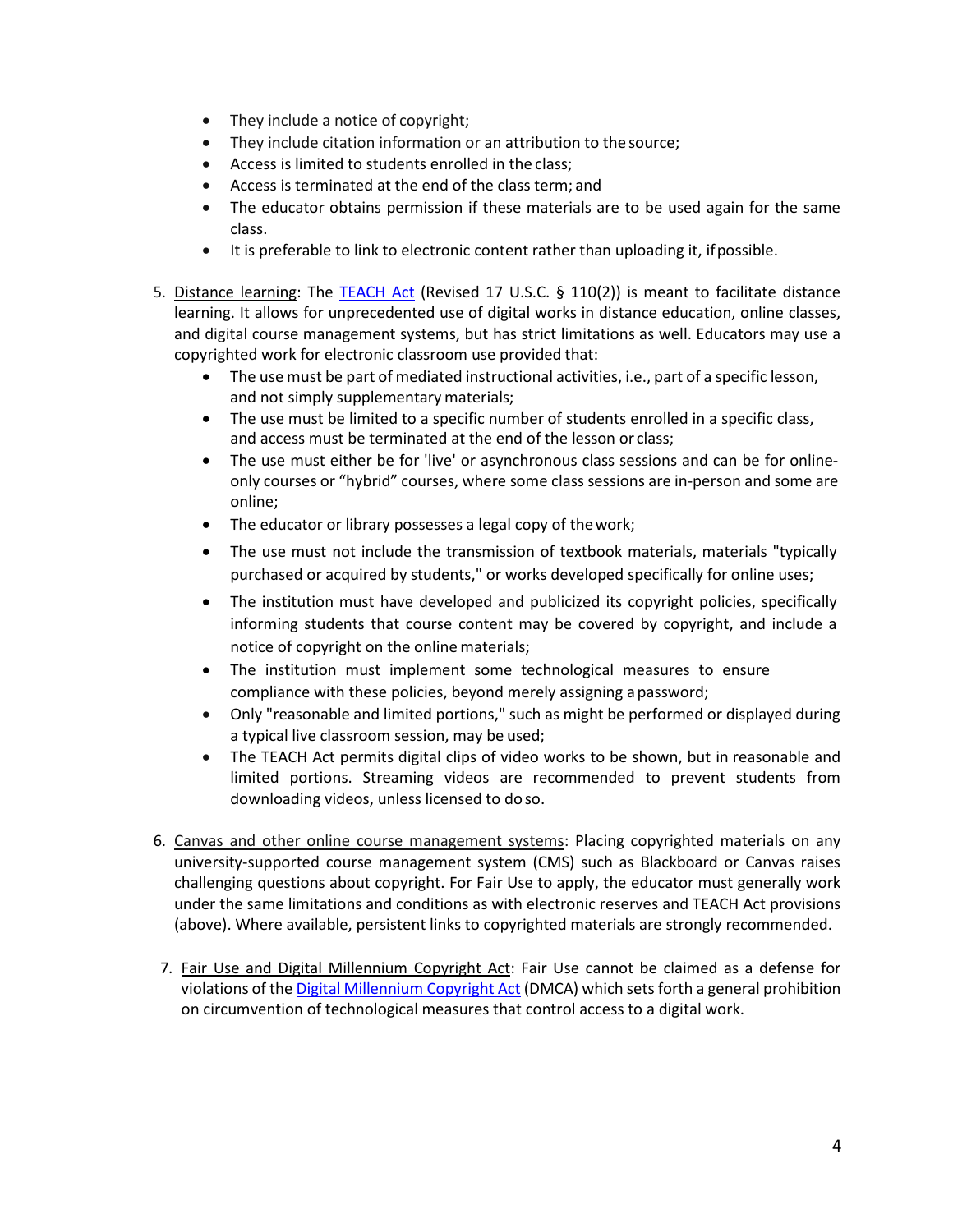- They include a notice of copyright;
- They include citation information or an attribution to the source;
- Access is limited to students enrolled in the class;
- Access is terminated at the end of the class term; and
- The educator obtains permission if these materials are to be used again for the same class.
- It is preferable to link to electronic content rather than uploading it, if possible.

5. Distance learning: The [TEACH Act](#) (Revised 17 U.S.C. § 110(2)) is meant to facilitate distance learning. It allows for unprecedented use of digital works in distance education, online classes, and digital course management systems, but has strict limitations as well. Educators may use a copyrighted work for electronic classroom use provided that:
    - The use must be part of mediated instructional activities, i.e., part of a specific lesson, and not simply supplementary materials;
    - The use must be limited to a specific number of students enrolled in a specific class, and access must be terminated at the end of the lesson or class;
    - The use must either be for 'live' or asynchronous class sessions and can be for online-only courses or "hybrid" courses, where some class sessions are in-person and some are online;
    - The educator or library possesses a legal copy of the work;
    - The use must not include the transmission of textbook materials, materials "typically purchased or acquired by students," or works developed specifically for online uses;
    - The institution must have developed and publicized its copyright policies, specifically informing students that course content may be covered by copyright, and include a notice of copyright on the online materials;
    - The institution must implement some technological measures to ensure compliance with these policies, beyond merely assigning a password;
    - Only "reasonable and limited portions," such as might be performed or displayed during a typical live classroom session, may be used;
    - The TEACH Act permits digital clips of video works to be shown, but in reasonable and limited portions. Streaming videos are recommended to prevent students from downloading videos, unless licensed to do so.

6. Canvas and other online course management systems: Placing copyrighted materials on any university-supported course management system (CMS) such as Blackboard or Canvas raises challenging questions about copyright. For Fair Use to apply, the educator must generally work under the same limitations and conditions as with electronic reserves and TEACH Act provisions (above). Where available, persistent links to copyrighted materials are strongly recommended.

7. Fair Use and Digital Millennium Copyright Act: Fair Use cannot be claimed as a defense for violations of the [Digital Millennium Copyright Act](#) (DMCA) which sets forth a general prohibition on circumvention of technological measures that control access to a digital work.